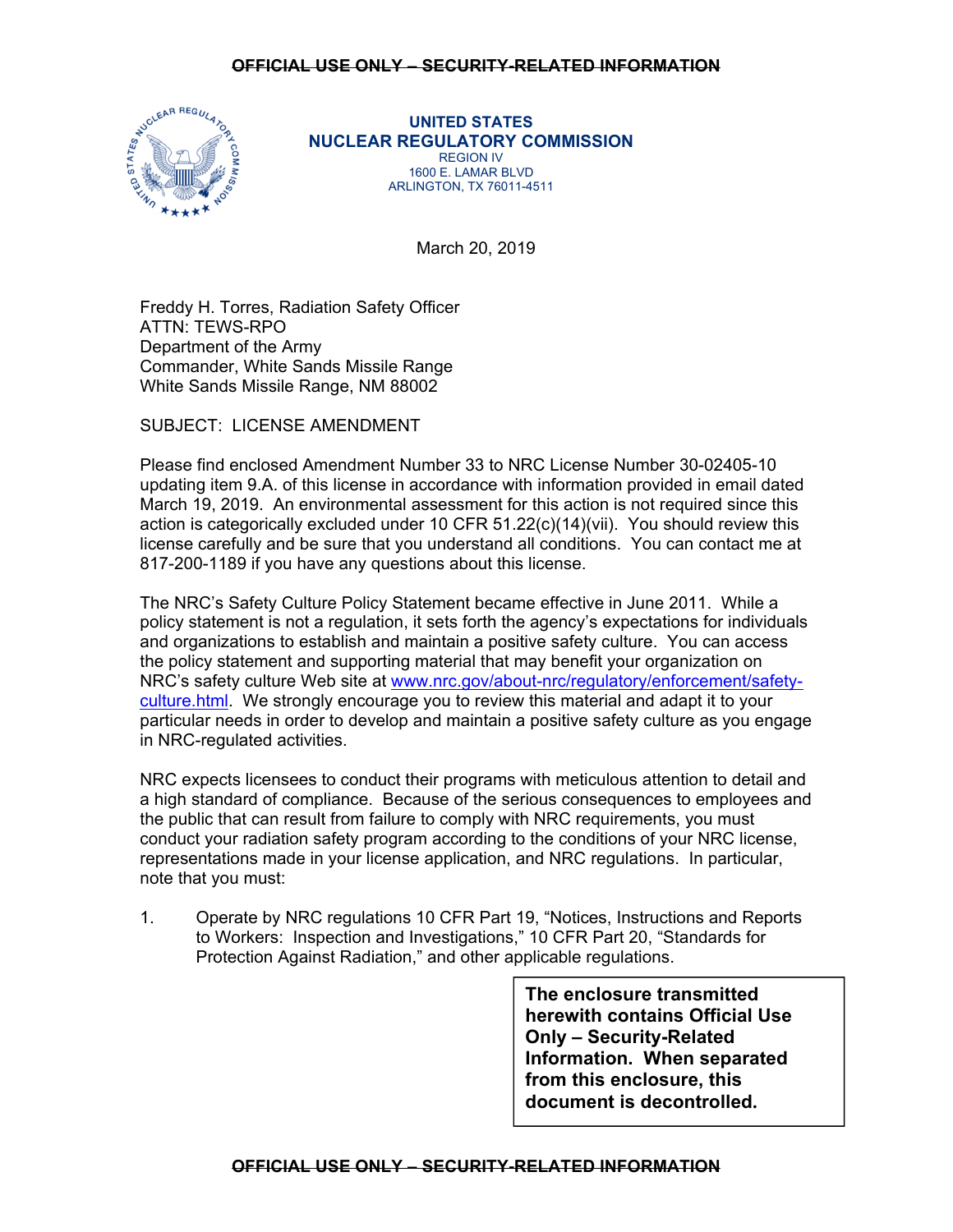OFFICIAL USE ONLY – SECURITY-RELATED INFORMATION

**UNITED STATES**
**NUCLEAR REGULATORY COMMISSION**
REGION IV
1600 E. LAMAR BLVD
ARLINGTON, TX 76011-4511

March 20, 2019

Freddy H. Torres, Radiation Safety Officer
ATTN: TEWS-RPO
Department of the Army
Commander, White Sands Missile Range
White Sands Missile Range, NM 88002

SUBJECT: LICENSE AMENDMENT

Please find enclosed Amendment Number 33 to NRC License Number 30-02405-10 updating item 9.A. of this license in accordance with information provided in email dated March 19, 2019. An environmental assessment for this action is not required since this action is categorically excluded under 10 CFR 51.22(c)(14)(vii). You should review this license carefully and be sure that you understand all conditions. You can contact me at 817-200-1189 if you have any questions about this license.

The NRC's Safety Culture Policy Statement became effective in June 2011. While a policy statement is not a regulation, it sets forth the agency's expectations for individuals and organizations to establish and maintain a positive safety culture. You can access the policy statement and supporting material that may benefit your organization on NRC's safety culture Web site at www.nrc.gov/about-nrc/regulatory/enforcement/safety-culture.html. We strongly encourage you to review this material and adapt it to your particular needs in order to develop and maintain a positive safety culture as you engage in NRC-regulated activities.

NRC expects licensees to conduct their programs with meticulous attention to detail and a high standard of compliance. Because of the serious consequences to employees and the public that can result from failure to comply with NRC requirements, you must conduct your radiation safety program according to the conditions of your NRC license, representations made in your license application, and NRC regulations. In particular, note that you must:

1. Operate by NRC regulations 10 CFR Part 19, "Notices, Instructions and Reports to Workers: Inspection and Investigations," 10 CFR Part 20, "Standards for Protection Against Radiation," and other applicable regulations.

**The enclosure transmitted herewith contains Official Use Only – Security-Related Information. When separated from this enclosure, this document is decontrolled.**

OFFICIAL USE ONLY – SECURITY-RELATED INFORMATION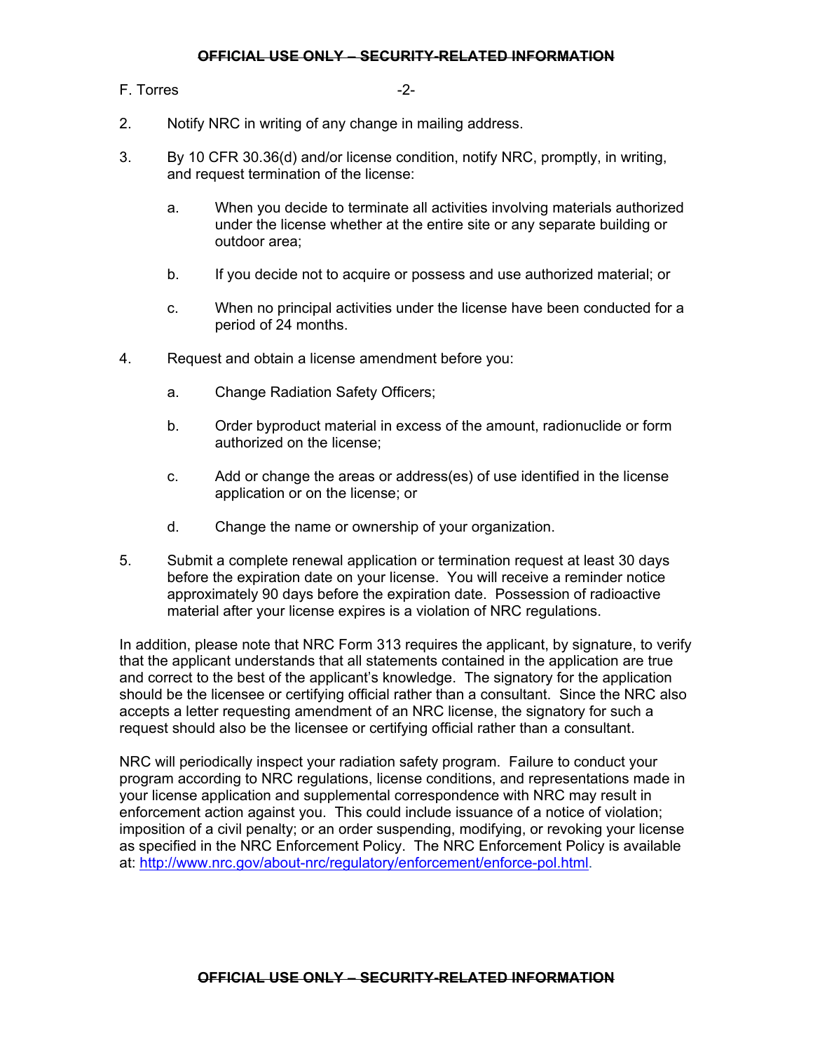2. Notify NRC in writing of any change in mailing address.

3. By 10 CFR 30.36(d) and/or license condition, notify NRC, promptly, in writing, and request termination of the license:

   a. When you decide to terminate all activities involving materials authorized under the license whether at the entire site or any separate building or outdoor area;

   b. If you decide not to acquire or possess and use authorized material; or

   c. When no principal activities under the license have been conducted for a period of 24 months.

4. Request and obtain a license amendment before you:

   a. Change Radiation Safety Officers;

   b. Order byproduct material in excess of the amount, radionuclide or form authorized on the license;

   c. Add or change the areas or address(es) of use identified in the license application or on the license; or

   d. Change the name or ownership of your organization.

5. Submit a complete renewal application or termination request at least 30 days before the expiration date on your license. You will receive a reminder notice approximately 90 days before the expiration date. Possession of radioactive material after your license expires is a violation of NRC regulations.

In addition, please note that NRC Form 313 requires the applicant, by signature, to verify that the applicant understands that all statements contained in the application are true and correct to the best of the applicant's knowledge. The signatory for the application should be the licensee or certifying official rather than a consultant. Since the NRC also accepts a letter requesting amendment of an NRC license, the signatory for such a request should also be the licensee or certifying official rather than a consultant.

NRC will periodically inspect your radiation safety program. Failure to conduct your program according to NRC regulations, license conditions, and representations made in your license application and supplemental correspondence with NRC may result in enforcement action against you. This could include issuance of a notice of violation; imposition of a civil penalty; or an order suspending, modifying, or revoking your license as specified in the NRC Enforcement Policy. The NRC Enforcement Policy is available at: http://www.nrc.gov/about-nrc/regulatory/enforcement/enforce-pol.html.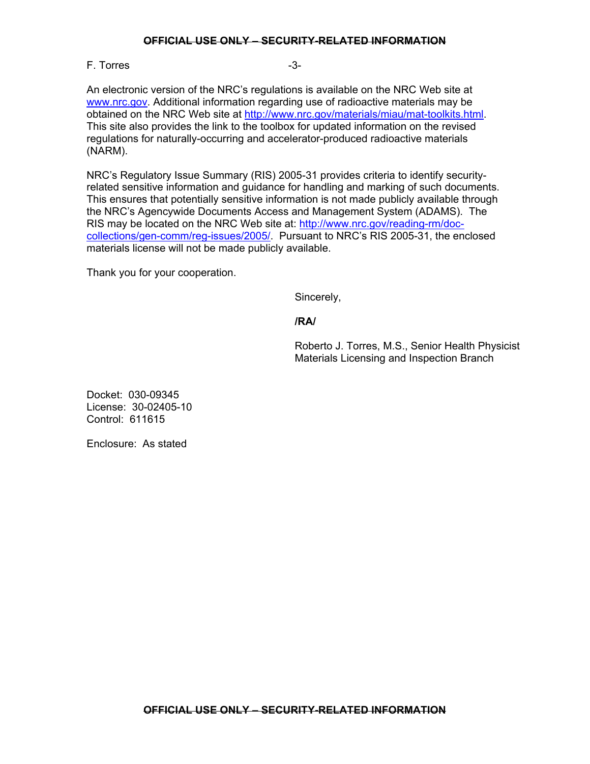An electronic version of the NRC's regulations is available on the NRC Web site at www.nrc.gov. Additional information regarding use of radioactive materials may be obtained on the NRC Web site at http://www.nrc.gov/materials/miau/mat-toolkits.html. This site also provides the link to the toolbox for updated information on the revised regulations for naturally-occurring and accelerator-produced radioactive materials (NARM).

NRC's Regulatory Issue Summary (RIS) 2005-31 provides criteria to identify security-related sensitive information and guidance for handling and marking of such documents. This ensures that potentially sensitive information is not made publicly available through the NRC's Agencywide Documents Access and Management System (ADAMS). The RIS may be located on the NRC Web site at: http://www.nrc.gov/reading-rm/doc-collections/gen-comm/reg-issues/2005/. Pursuant to NRC's RIS 2005-31, the enclosed materials license will not be made publicly available.

Thank you for your cooperation.

Sincerely,

**/RA/**

Roberto J. Torres, M.S., Senior Health Physicist
Materials Licensing and Inspection Branch

Docket: 030-09345
License: 30-02405-10
Control: 611615

Enclosure: As stated